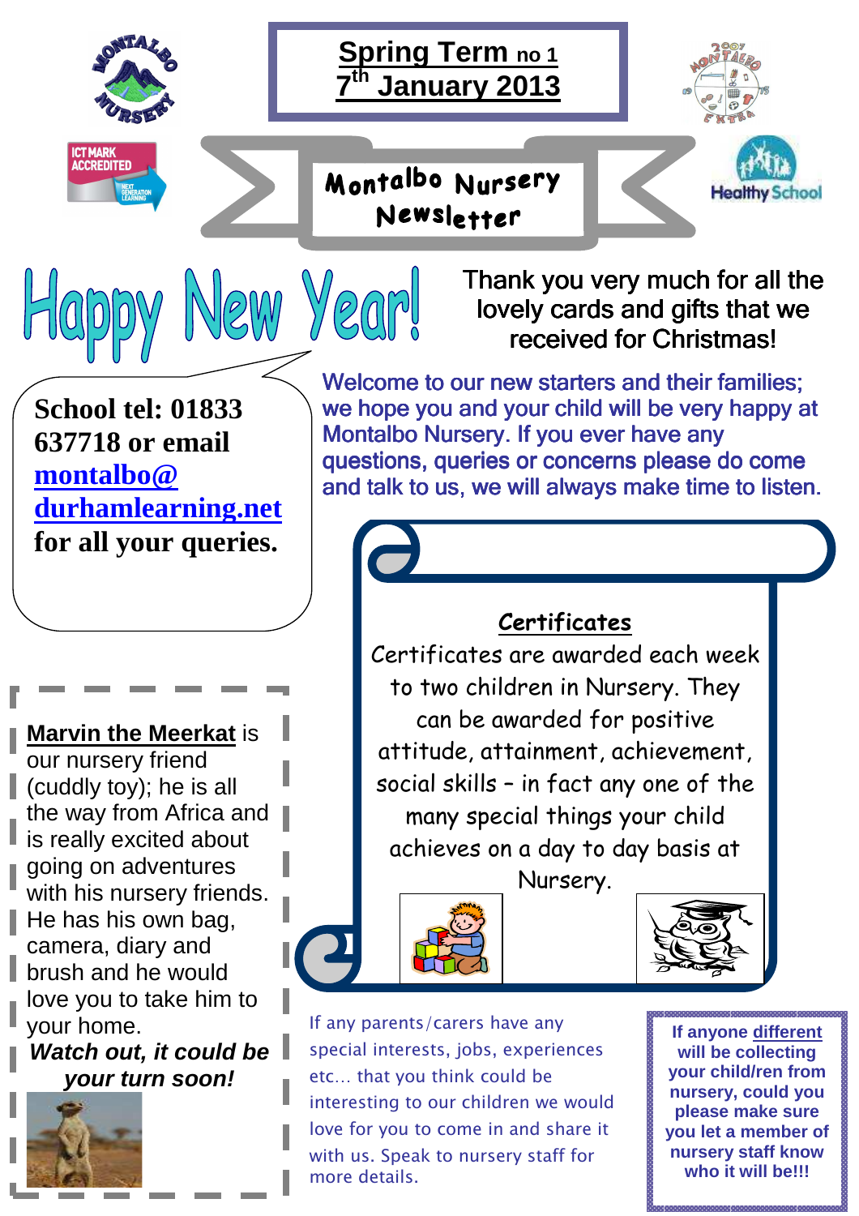# Spring Term no 1
## 7th January 2013

## Montalbo Nursery Newsletter

# Happy New Year!

Thank you very much for all the lovely cards and gifts that we received for Christmas!

**School tel: 01833 637718 or email montalbo@durhamlearning.net for all your queries.**

Welcome to our new starters and their families; we hope you and your child will be very happy at Montalbo Nursery. If you ever have any questions, queries or concerns please do come and talk to us, we will always make time to listen.

### Certificates

Certificates are awarded each week to two children in Nursery. They can be awarded for positive attitude, attainment, achievement, social skills – in fact any one of the many special things your child achieves on a day to day basis at Nursery.

**Marvin the Meerkat** is our nursery friend (cuddly toy); he is all the way from Africa and is really excited about going on adventures with his nursery friends. He has his own bag, camera, diary and brush and he would love you to take him to your home.

***Watch out, it could be your turn soon!***

If any parents/carers have any special interests, jobs, experiences etc… that you think could be interesting to our children we would love for you to come in and share it with us. Speak to nursery staff for more details.

**If anyone different will be collecting your child/ren from nursery, could you please make sure you let a member of nursery staff know who it will be!!!**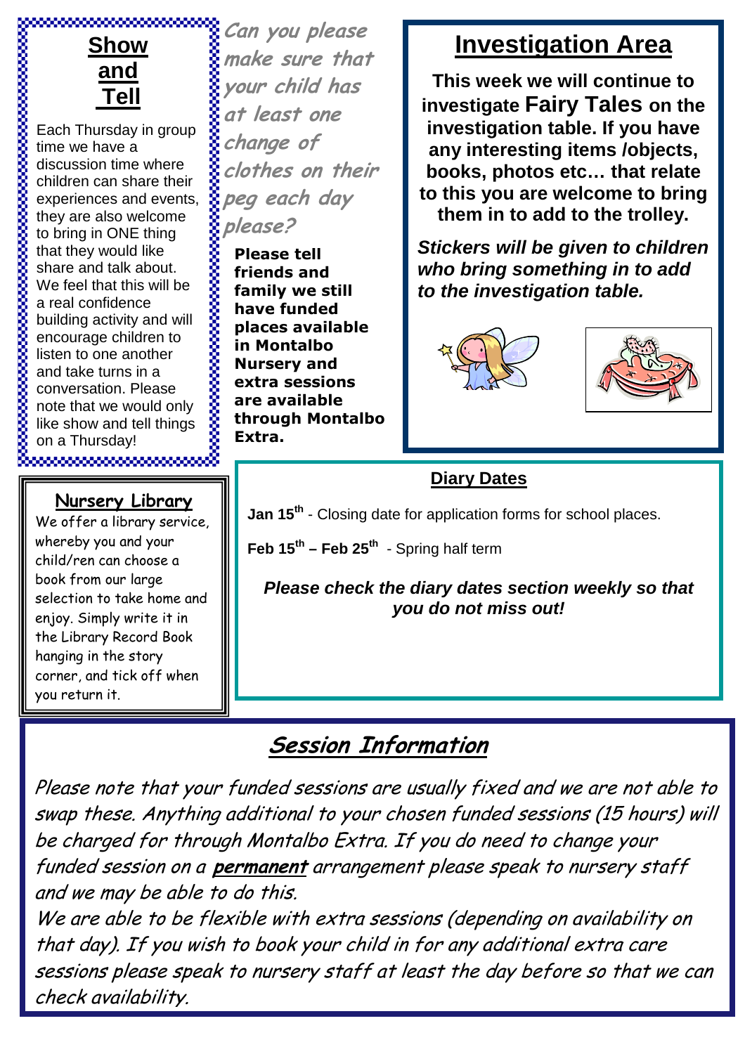## Show and Tell

Each Thursday in group time we have a discussion time where children can share their experiences and events, they are also welcome to bring in ONE thing that they would like share and talk about. We feel that this will be a real confidence building activity and will encourage children to listen to one another and take turns in a conversation. Please note that we would only like show and tell things on a Thursday!

*Can you please make sure that your child has at least one change of clothes on their peg each day please?*

**Please tell friends and family we still have funded places available in Montalbo Nursery and extra sessions are available through Montalbo Extra.**

## Investigation Area

**This week we will continue to investigate Fairy Tales on the investigation table. If you have any interesting items /objects, books, photos etc… that relate to this you are welcome to bring them in to add to the trolley.**

***Stickers will be given to children who bring something in to add to the investigation table.***

## Nursery Library

We offer a library service, whereby you and your child/ren can choose a book from our large selection to take home and enjoy. Simply write it in the Library Record Book hanging in the story corner, and tick off when you return it.

## Diary Dates

**Jan 15th** - Closing date for application forms for school places.

**Feb 15th – Feb 25th** - Spring half term

***Please check the diary dates section weekly so that you do not miss out!***

## Session Information

*Please note that your funded sessions are usually fixed and we are not able to swap these. Anything additional to your chosen funded sessions (15 hours) will be charged for through Montalbo Extra. If you do need to change your funded session on a **permanent** arrangement please speak to nursery staff and we may be able to do this.*

*We are able to be flexible with extra sessions (depending on availability on that day). If you wish to book your child in for any additional extra care sessions please speak to nursery staff at least the day before so that we can check availability.*